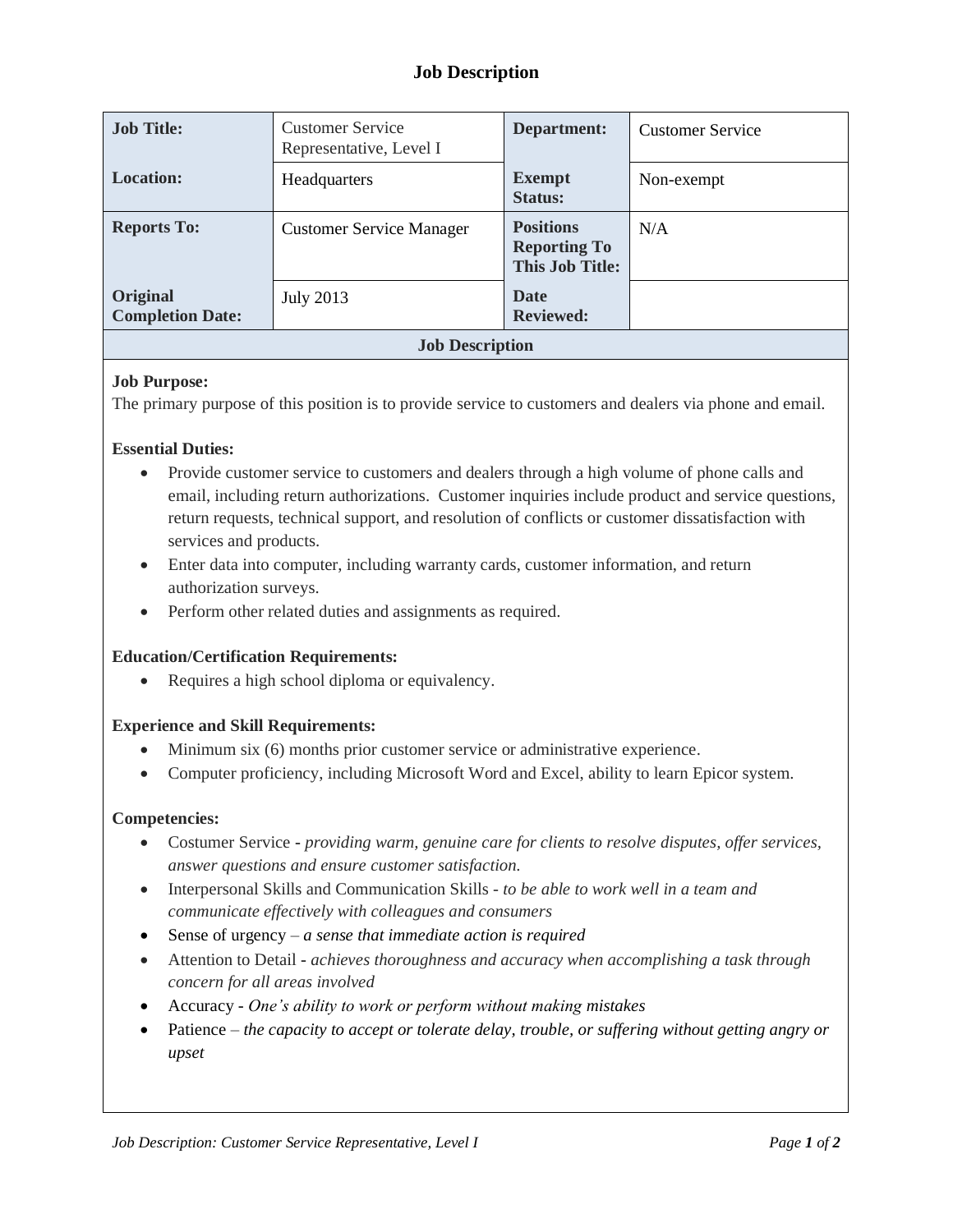# Job Description

| Job Title: | Customer Service Representative, Level I | Department: | Customer Service |
|---|---|---|---|
| Location: | Headquarters | Exempt Status: | Non-exempt |
| Reports To: | Customer Service Manager | Positions Reporting To This Job Title: | N/A |
| Original Completion Date: | July 2013 | Date Reviewed: | |

## Job Description

**Job Purpose:**
The primary purpose of this position is to provide service to customers and dealers via phone and email.

**Essential Duties:**

- Provide customer service to customers and dealers through a high volume of phone calls and email, including return authorizations. Customer inquiries include product and service questions, return requests, technical support, and resolution of conflicts or customer dissatisfaction with services and products.
- Enter data into computer, including warranty cards, customer information, and return authorization surveys.
- Perform other related duties and assignments as required.

**Education/Certification Requirements:**

- Requires a high school diploma or equivalency.

**Experience and Skill Requirements:**

- Minimum six (6) months prior customer service or administrative experience.
- Computer proficiency, including Microsoft Word and Excel, ability to learn Epicor system.

**Competencies:**

- Costumer Service - *providing warm, genuine care for clients to resolve disputes, offer services, answer questions and ensure customer satisfaction.*
- Interpersonal Skills and Communication Skills - *to be able to work well in a team and communicate effectively with colleagues and consumers*
- Sense of urgency – *a sense that immediate action is required*
- Attention to Detail - *achieves thoroughness and accuracy when accomplishing a task through concern for all areas involved*
- Accuracy - *One's ability to work or perform without making mistakes*
- Patience – *the capacity to accept or tolerate delay, trouble, or suffering without getting angry or upset*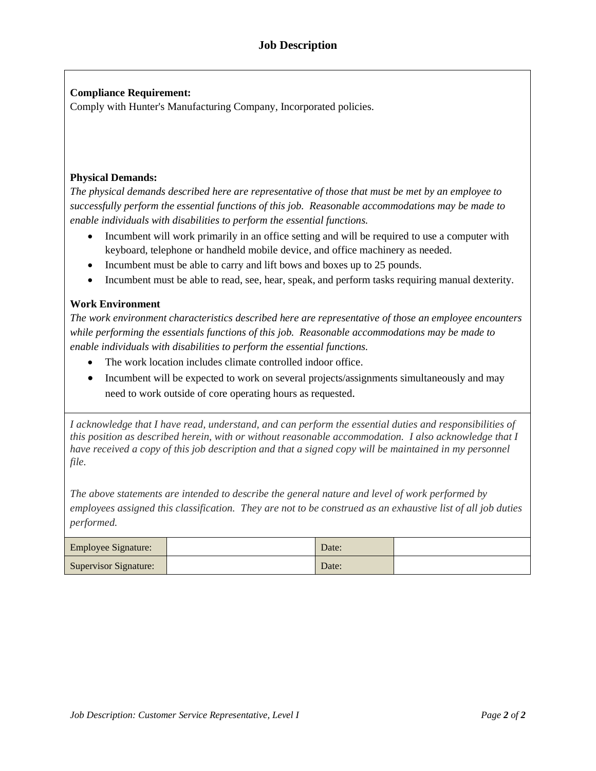## Job Description

**Compliance Requirement:**

Comply with Hunter's Manufacturing Company, Incorporated policies.

**Physical Demands:**

*The physical demands described here are representative of those that must be met by an employee to successfully perform the essential functions of this job. Reasonable accommodations may be made to enable individuals with disabilities to perform the essential functions.*

- Incumbent will work primarily in an office setting and will be required to use a computer with keyboard, telephone or handheld mobile device, and office machinery as needed.
- Incumbent must be able to carry and lift bows and boxes up to 25 pounds.
- Incumbent must be able to read, see, hear, speak, and perform tasks requiring manual dexterity.

**Work Environment**

*The work environment characteristics described here are representative of those an employee encounters while performing the essentials functions of this job. Reasonable accommodations may be made to enable individuals with disabilities to perform the essential functions.*

- The work location includes climate controlled indoor office.
- Incumbent will be expected to work on several projects/assignments simultaneously and may need to work outside of core operating hours as requested.

*I acknowledge that I have read, understand, and can perform the essential duties and responsibilities of this position as described herein, with or without reasonable accommodation. I also acknowledge that I have received a copy of this job description and that a signed copy will be maintained in my personnel file.*

*The above statements are intended to describe the general nature and level of work performed by employees assigned this classification. They are not to be construed as an exhaustive list of all job duties performed.*

| | | | |
|---|---|---|---|
| Employee Signature: | | Date: | |
| Supervisor Signature: | | Date: | |